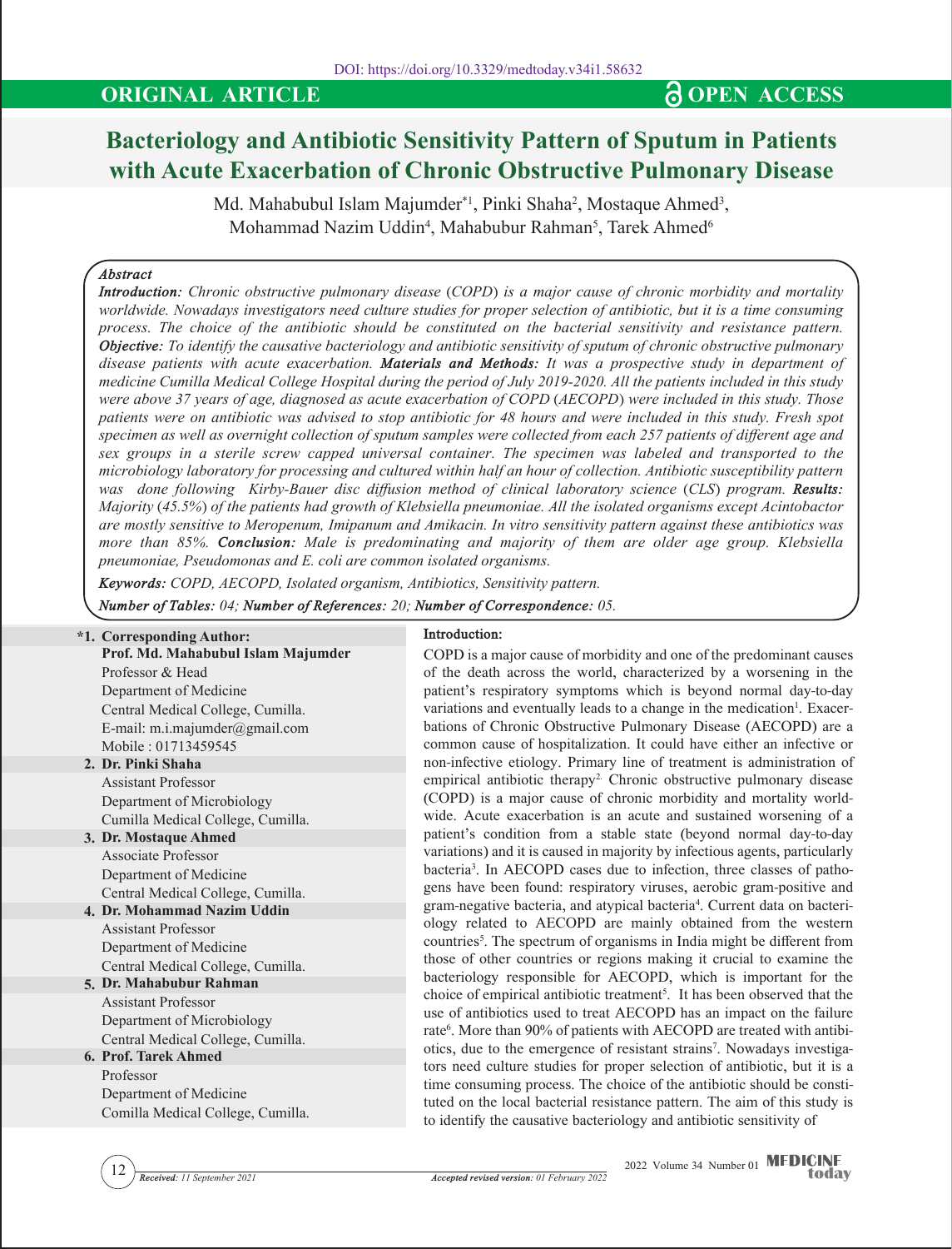DOI: https://doi.org/10.3329/medtoday.v34i1.58632

**ORIGINAL ARTICLE** | **OPEN ACCESS**

# Bacteriology and Antibiotic Sensitivity Pattern of Sputum in Patients with Acute Exacerbation of Chronic Obstructive Pulmonary Disease

Md. Mahabubul Islam Majumder*[1], Pinki Shaha[2], Mostaque Ahmed[3], Mohammad Nazim Uddin[4], Mahabubur Rahman[5], Tarek Ahmed[6]

***Abstract***

***Introduction:*** *Chronic obstructive pulmonary disease (COPD) is a major cause of chronic morbidity and mortality worldwide. Nowadays investigators need culture studies for proper selection of antibiotic, but it is a time consuming process. The choice of the antibiotic should be constituted on the bacterial sensitivity and resistance pattern.* ***Objective:*** *To identify the causative bacteriology and antibiotic sensitivity of sputum of chronic obstructive pulmonary disease patients with acute exacerbation.* ***Materials and Methods:*** *It was a prospective study in department of medicine Cumilla Medical College Hospital during the period of July 2019-2020. All the patients included in this study were above 37 years of age, diagnosed as acute exacerbation of COPD (AECOPD) were included in this study. Those patients were on antibiotic was advised to stop antibiotic for 48 hours and were included in this study. Fresh spot specimen as well as overnight collection of sputum samples were collected from each 257 patients of different age and sex groups in a sterile screw capped universal container. The specimen was labeled and transported to the microbiology laboratory for processing and cultured within half an hour of collection. Antibiotic susceptibility pattern was done following Kirby-Bauer disc diffusion method of clinical laboratory science (CLS) program.* ***Results:*** *Majority (45.5%) of the patients had growth of Klebsiella pneumoniae. All the isolated organisms except Acintobactor are mostly sensitive to Meropenum, Imipanum and Amikacin. In vitro sensitivity pattern against these antibiotics was more than 85%.* ***Conclusion:*** *Male is predominating and majority of them are older age group. Klebsiella pneumoniae, Pseudomonas and E. coli are common isolated organisms.*

***Keywords:*** *COPD, AECOPD, Isolated organism, Antibiotics, Sensitivity pattern.*

***Number of Tables:*** *04;* ***Number of References:*** *20;* ***Number of Correspondence:*** *05.*

**\*1. Corresponding Author:**
**Prof. Md. Mahabubul Islam Majumder**
Professor & Head
Department of Medicine
Central Medical College, Cumilla.
E-mail: m.i.majumder@gmail.com
Mobile : 01713459545

**2. Dr. Pinki Shaha**
Assistant Professor
Department of Microbiology
Cumilla Medical College, Cumilla.

**3. Dr. Mostaque Ahmed**
Associate Professor
Department of Medicine
Central Medical College, Cumilla.

**4. Dr. Mohammad Nazim Uddin**
Assistant Professor
Department of Medicine
Central Medical College, Cumilla.

**5. Dr. Mahabubur Rahman**
Assistant Professor
Department of Microbiology
Central Medical College, Cumilla.

**6. Prof. Tarek Ahmed**
Professor
Department of Medicine
Comilla Medical College, Cumilla.

## Introduction:

COPD is a major cause of morbidity and one of the predominant causes of the death across the world, characterized by a worsening in the patient's respiratory symptoms which is beyond normal day-to-day variations and eventually leads to a change in the medication[1]. Exacerbations of Chronic Obstructive Pulmonary Disease (AECOPD) are a common cause of hospitalization. It could have either an infective or non-infective etiology. Primary line of treatment is administration of empirical antibiotic therapy[2]. Chronic obstructive pulmonary disease (COPD) is a major cause of chronic morbidity and mortality worldwide. Acute exacerbation is an acute and sustained worsening of a patient's condition from a stable state (beyond normal day-to-day variations) and it is caused in majority by infectious agents, particularly bacteria[3]. In AECOPD cases due to infection, three classes of pathogens have been found: respiratory viruses, aerobic gram-positive and gram-negative bacteria, and atypical bacteria[4]. Current data on bacteriology related to AECOPD are mainly obtained from the western countries[5]. The spectrum of organisms in India might be different from those of other countries or regions making it crucial to examine the bacteriology responsible for AECOPD, which is important for the choice of empirical antibiotic treatment[5]. It has been observed that the use of antibiotics used to treat AECOPD has an impact on the failure rate[6]. More than 90% of patients with AECOPD are treated with antibiotics, due to the emergence of resistant strains[7]. Nowadays investigators need culture studies for proper selection of antibiotic, but it is a time consuming process. The choice of the antibiotic should be constituted on the local bacterial resistance pattern. The aim of this study is to identify the causative bacteriology and antibiotic sensitivity of

*Received: 11 September 2021* *Accepted revised version: 01 February 2022*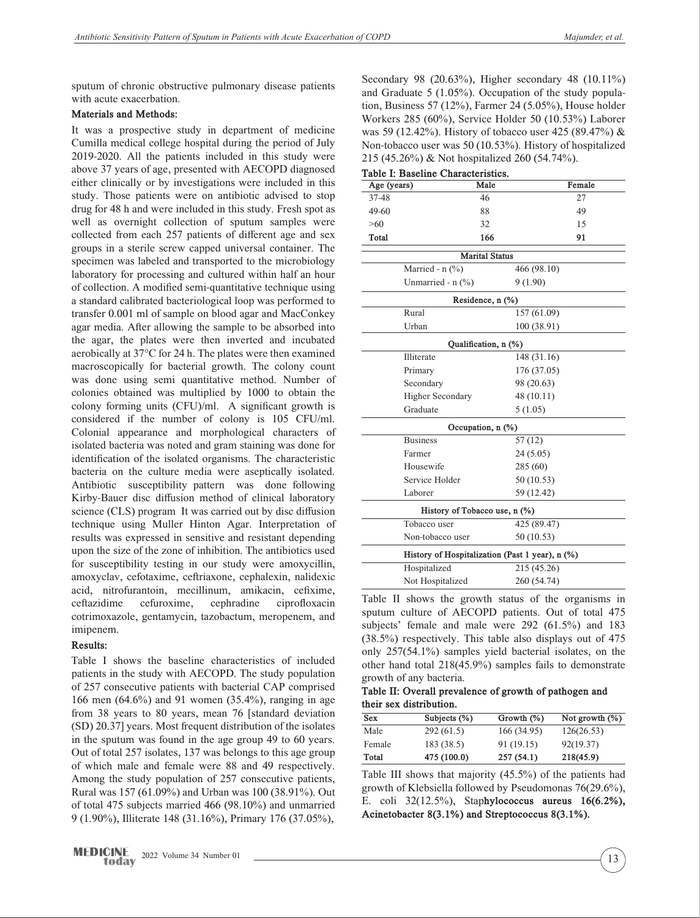sputum of chronic obstructive pulmonary disease patients with acute exacerbation.

### Materials and Methods:

It was a prospective study in department of medicine Cumilla medical college hospital during the period of July 2019-2020. All the patients included in this study were above 37 years of age, presented with AECOPD diagnosed either clinically or by investigations were included in this study. Those patients were on antibiotic advised to stop drug for 48 h and were included in this study. Fresh spot as well as overnight collection of sputum samples were collected from each 257 patients of different age and sex groups in a sterile screw capped universal container. The specimen was labeled and transported to the microbiology laboratory for processing and cultured within half an hour of collection. A modified semi-quantitative technique using a standard calibrated bacteriological loop was performed to transfer 0.001 ml of sample on blood agar and MacConkey agar media. After allowing the sample to be absorbed into the agar, the plates were then inverted and incubated aerobically at 37°C for 24 h. The plates were then examined macroscopically for bacterial growth. The colony count was done using semi quantitative method. Number of colonies obtained was multiplied by 1000 to obtain the colony forming units (CFU)/ml. A significant growth is considered if the number of colony is 105 CFU/ml. Colonial appearance and morphological characters of isolated bacteria was noted and gram staining was done for identification of the isolated organisms. The characteristic bacteria on the culture media were aseptically isolated. Antibiotic susceptibility pattern was done following Kirby-Bauer disc diffusion method of clinical laboratory science (CLS) program It was carried out by disc diffusion technique using Muller Hinton Agar. Interpretation of results was expressed in sensitive and resistant depending upon the size of the zone of inhibition. The antibiotics used for susceptibility testing in our study were amoxycillin, amoxyclav, cefotaxime, ceftriaxone, cephalexin, nalidexic acid, nitrofurantoin, mecillinum, amikacin, cefixime, ceftazidime cefuroxime, cephradine ciprofloxacin cotrimoxazole, gentamycin, tazobactum, meropenem, and imipenem.

### Results:

Table I shows the baseline characteristics of included patients in the study with AECOPD. The study population of 257 consecutive patients with bacterial CAP comprised 166 men (64.6%) and 91 women (35.4%), ranging in age from 38 years to 80 years, mean 76 [standard deviation (SD) 20.37] years. Most frequent distribution of the isolates in the sputum was found in the age group 49 to 60 years. Out of total 257 isolates, 137 was belongs to this age group of which male and female were 88 and 49 respectively. Among the study population of 257 consecutive patients, Rural was 157 (61.09%) and Urban was 100 (38.91%). Out of total 475 subjects married 466 (98.10%) and unmarried 9 (1.90%), Illiterate 148 (31.16%), Primary 176 (37.05%), Secondary 98 (20.63%), Higher secondary 48 (10.11%) and Graduate 5 (1.05%). Occupation of the study population, Business 57 (12%), Farmer 24 (5.05%), House holder Workers 285 (60%), Service Holder 50 (10.53%) Laborer was 59 (12.42%). History of tobacco user 425 (89.47%) & Non-tobacco user was 50 (10.53%). History of hospitalized 215 (45.26%) & Not hospitalized 260 (54.74%).

**Table I: Baseline Characteristics.**

| Age (years) | Male | Female |
|---|---|---|
| 37-48 | 46 | 27 |
| 49-60 | 88 | 49 |
| >60 | 32 | 15 |
| **Total** | **166** | **91** |
| **Marital Status** | | |
| Married - n (%) | 466 (98.10) | |
| Unmarried - n (%) | 9 (1.90) | |
| **Residence, n (%)** | | |
| Rural | 157 (61.09) | |
| Urban | 100 (38.91) | |
| **Qualification, n (%)** | | |
| Illiterate | 148 (31.16) | |
| Primary | 176 (37.05) | |
| Secondary | 98 (20.63) | |
| Higher Secondary | 48 (10.11) | |
| Graduate | 5 (1.05) | |
| **Occupation, n (%)** | | |
| Business | 57 (12) | |
| Farmer | 24 (5.05) | |
| Housewife | 285 (60) | |
| Service Holder | 50 (10.53) | |
| Laborer | 59 (12.42) | |
| **History of Tobacco use, n (%)** | | |
| Tobacco user | 425 (89.47) | |
| Non-tobacco user | 50 (10.53) | |
| **History of Hospitalization (Past 1 year), n (%)** | | |
| Hospitalized | 215 (45.26) | |
| Not Hospitalized | 260 (54.74) | |

Table II shows the growth status of the organisms in sputum culture of AECOPD patients. Out of total 475 subjects' female and male were 292 (61.5%) and 183 (38.5%) respectively. This table also displays out of 475 only 257(54.1%) samples yield bacterial isolates, on the other hand total 218(45.9%) samples fails to demonstrate growth of any bacteria.

**Table II: Overall prevalence of growth of pathogen and their sex distribution.**

| Sex | Subjects (%) | Growth (%) | Not growth (%) |
|---|---|---|---|
| Male | 292 (61.5) | 166 (34.95) | 126(26.53) |
| Female | 183 (38.5) | 91 (19.15) | 92(19.37) |
| **Total** | **475 (100.0)** | **257 (54.1)** | **218(45.9)** |

Table III shows that majority (45.5%) of the patients had growth of Klebsiella followed by Pseudomonas 76(29.6%), E. coli 32(12.5%), Staphylococcus aureus 16(6.2%), Acinetobacter 8(3.1%) and Streptococcus 8(3.1%).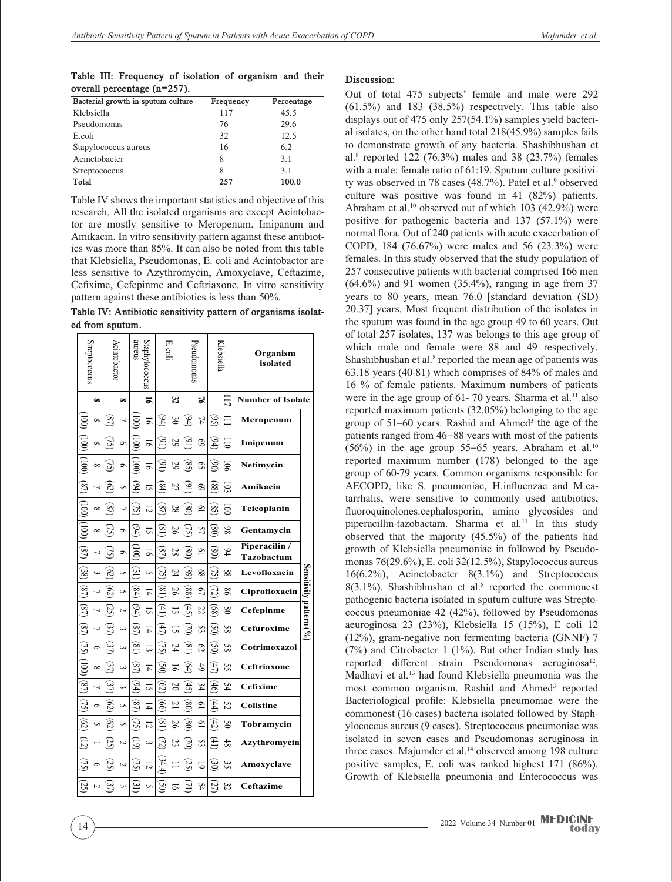**Table III: Frequency of isolation of organism and their overall percentage (n=257).**

| Bacterial growth in sputum culture | Frequency | Percentage |
|---|---|---|
| Klebsiella | 117 | 45.5 |
| Pseudomonas | 76 | 29.6 |
| E.coli | 32 | 12.5 |
| Stapylococcus aureus | 16 | 6.2 |
| Acinetobacter | 8 | 3.1 |
| Streptococcus | 8 | 3.1 |
| **Total** | **257** | **100.0** |

Table IV shows the important statistics and objective of this research. All the isolated organisms are except Acintobactor are mostly sensitive to Meropenum, Imipanum and Amikacin. In vitro sensitivity pattern against these antibiotics was more than 85%. It can also be noted from this table that Klebsiella, Pseudomonas, E. coli and Acintobactor are less sensitive to Azythromycin, Amoxyclave, Ceftazime, Cefixime, Cefepinme and Ceftriaxone. In vitro sensitivity pattern against these antibiotics is less than 50%.

**Table IV: Antibiotic sensitivity pattern of organisms isolated from sputum.**

| Organism isolated | Number of Isolate | Sensitivity pattern (%) | | | | | | | | | | | | | | | | | |
|---|---|---|---|---|---|---|---|---|---|---|---|---|---|---|---|---|---|---|---|
| | | Meropenum | Imipenum | Netimycin | Amikacin | Teicoplanin | Gentamycin | Piperacilin / Tazobactum | Levofloxacin | Ciprofloxacin | Cefepinme | Cefuroxime | Cotrimoxazol | Ceftriaxone | Cefixime | Colistine | Tobramycin | Azythromycin | Amoxyclave | Ceftazime |
| Klebsiella | 117 | 111 (95) | 110 (94) | 106 (90) | 103 (88) | 100 (85) | 98 (80) | 94 (80) | 88 (75) | 86 (72) | 80 (68) | 58 (50) | 58 (50) | 55 (47) | 54 (46) | 52 (44) | 50 (42) | 48 (41) | 35 (30) | 32 (27) |
| Pseudomonas | 76 | 74 (94) | 69 (91) | 65 (85) | 69 (91) | 61 (80) | 57 (75) | 61 (80) | 68 (89) | 67 (88) | 22 (45) | 53 (70) | 62 (81) | 49 (64) | 34 (45) | 61 (80) | 61 (80) | 53 (70) | 19 (25) | 54 (71) |
| E. coli | 32 | 30 (94) | 29 (91) | 29 (91) | 27 (84) | 28 (87) | 26 (81) | 28 (87) | 24 (75) | 26 (81) | 13 (41) | 15 (47) | 24 (75) | 16 (50) | 20 (62) | 21 (66) | 26 (81) | 23 (72) | (34.4) | 16 (50) |
| Staphylococcus aureus | 16 | 16 (100) | 16 (100) | 16 (100) | 15 (94) | 12 (75) | 15 (94) | 16 (100) | 5 (31) | 14 (84) | 15 (94) | 14 (87) | 13 (81) | 14 (87) | 15 (94) | 14 (87) | 12 (75) | 3 (19) | 12 (75) | 5 (31) |
| Acintobactor | 8 | 7 (87) | 6 (75) | 6 (75) | 5 (62) | 7 (87) | 6 (75) | 6 (75) | 5 (62) | 5 (62) | 2 (25) | 3 (37) | 3 (37) | 3 (37) | 3 (37) | 5 (62) | 5 (62) | 2 (25) | 2 (25) | 3 (37) |
| Streptococcus | 8 | 8 (100) | 8 (100) | 8 (100) | 7 (87) | 8 (100) | 8 (100) | 7 (87) | 3 (38) | 7 (87) | 7 (87) | 7 (87) | 6 (75) | 8 (100) | 7 (87) | 6 (75) | 5 (62) | 1 (12) | 6 (75) | 2 (25) |

## Discussion:

Out of total 475 subjects' female and male were 292 (61.5%) and 183 (38.5%) respectively. This table also displays out of 475 only 257(54.1%) samples yield bacterial isolates, on the other hand total 218(45.9%) samples fails to demonstrate growth of any bacteria. Shashibhushan et al.[8] reported 122 (76.3%) males and 38 (23.7%) females with a male: female ratio of 61:19. Sputum culture positivity was observed in 78 cases (48.7%). Patel et al.[9] observed culture was positive was found in 41 (82%) patients. Abraham et al.[10] observed out of which 103 (42.9%) were positive for pathogenic bacteria and 137 (57.1%) were normal flora. Out of 240 patients with acute exacerbation of COPD, 184 (76.67%) were males and 56 (23.3%) were females. In this study observed that the study population of 257 consecutive patients with bacterial comprised 166 men (64.6%) and 91 women (35.4%), ranging in age from 37 years to 80 years, mean 76.0 [standard deviation (SD) 20.37] years. Most frequent distribution of the isolates in the sputum was found in the age group 49 to 60 years. Out of total 257 isolates, 137 was belongs to this age group of which male and female were 88 and 49 respectively. Shashibhushan et al.[8] reported the mean age of patients was 63.18 years (40-81) which comprises of 84% of males and 16 % of female patients. Maximum numbers of patients were in the age group of 61- 70 years. Sharma et al.[11] also reported maximum patients (32.05%) belonging to the age group of 51–60 years. Rashid and Ahmed[3] the age of the patients ranged from 46−88 years with most of the patients (56%) in the age group 55−65 years. Abraham et al.[10] reported maximum number (178) belonged to the age group of 60-79 years. Common organisms responsible for AECOPD, like S. pneumoniae, H.influenzae and M.catarrhalis, were sensitive to commonly used antibiotics, fluoroquinolones.cephalosporin, amino glycosides and piperacillin-tazobactam. Sharma et al.[11] In this study observed that the majority (45.5%) of the patients had growth of Klebsiella pneumoniae in followed by Pseudomonas 76(29.6%), E. coli 32(12.5%), Stapylococcus aureus 16(6.2%), Acinetobacter 8(3.1%) and Streptococcus 8(3.1%). Shashibhushan et al.[8] reported the commonest pathogenic bacteria isolated in sputum culture was Streptococcus pneumoniae 42 (42%), followed by Pseudomonas aeuroginosa 23 (23%), Klebsiella 15 (15%), E coli 12 (12%), gram-negative non fermenting bacteria (GNNF) 7 (7%) and Citrobacter 1 (1%). But other Indian study has reported different strain Pseudomonas aeruginosa[12]. Madhavi et al.[13] had found Klebsiella pneumonia was the most common organism. Rashid and Ahmed[3] reported Bacteriological profile: Klebsiella pneumoniae were the commonest (16 cases) bacteria isolated followed by Staphylococcus aureus (9 cases). Streptococcus pneumoniae was isolated in seven cases and Pseudomonas aeruginosa in three cases. Majumder et al.[14] observed among 198 culture positive samples, E. coli was ranked highest 171 (86%). Growth of Klebsiella pneumonia and Enterococcus was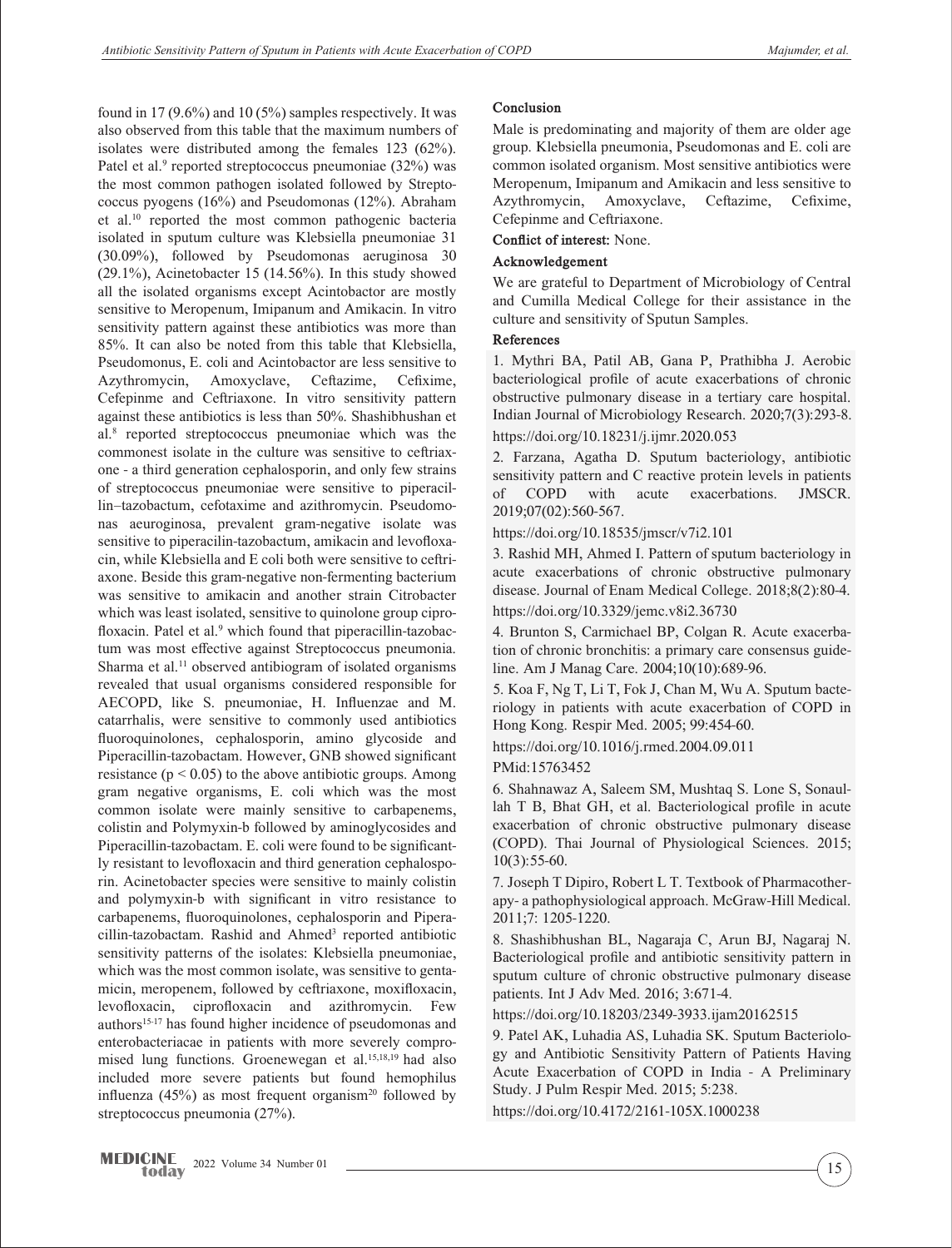found in 17 (9.6%) and 10 (5%) samples respectively. It was also observed from this table that the maximum numbers of isolates were distributed among the females 123 (62%). Patel et al.[9] reported streptococcus pneumoniae (32%) was the most common pathogen isolated followed by Streptococcus pyogens (16%) and Pseudomonas (12%). Abraham et al.[10] reported the most common pathogenic bacteria isolated in sputum culture was Klebsiella pneumoniae 31 (30.09%), followed by Pseudomonas aeruginosa 30 (29.1%), Acinetobacter 15 (14.56%). In this study showed all the isolated organisms except Acintobactor are mostly sensitive to Meropenum, Imipanum and Amikacin. In vitro sensitivity pattern against these antibiotics was more than 85%. It can also be noted from this table that Klebsiella, Pseudomonus, E. coli and Acintobactor are less sensitive to Azythromycin, Amoxyclave, Ceftazime, Cefixime, Cefepinme and Ceftriaxone. In vitro sensitivity pattern against these antibiotics is less than 50%. Shashibhushan et al.[8] reported streptococcus pneumoniae which was the commonest isolate in the culture was sensitive to ceftriaxone - a third generation cephalosporin, and only few strains of streptococcus pneumoniae were sensitive to piperacillin–tazobactum, cefotaxime and azithromycin. Pseudomonas aeuroginosa, prevalent gram-negative isolate was sensitive to piperacilin-tazobactum, amikacin and levofloxacin, while Klebsiella and E coli both were sensitive to ceftriaxone. Beside this gram-negative non-fermenting bacterium was sensitive to amikacin and another strain Citrobacter which was least isolated, sensitive to quinolone group ciprofloxacin. Patel et al.[9] which found that piperacillin-tazobactum was most effective against Streptococcus pneumonia. Sharma et al.[11] observed antibiogram of isolated organisms revealed that usual organisms considered responsible for AECOPD, like S. pneumoniae, H. Influenzae and M. catarrhalis, were sensitive to commonly used antibiotics fluoroquinolones, cephalosporin, amino glycoside and Piperacillin-tazobactam. However, GNB showed significant resistance ($p < 0.05$) to the above antibiotic groups. Among gram negative organisms, E. coli which was the most common isolate were mainly sensitive to carbapenems, colistin and Polymyxin-b followed by aminoglycosides and Piperacillin-tazobactam. E. coli were found to be significantly resistant to levofloxacin and third generation cephalosporin. Acinetobacter species were sensitive to mainly colistin and polymyxin-b with significant in vitro resistance to carbapenems, fluoroquinolones, cephalosporin and Piperacillin-tazobactam. Rashid and Ahmed[3] reported antibiotic sensitivity patterns of the isolates: Klebsiella pneumoniae, which was the most common isolate, was sensitive to gentamicin, meropenem, followed by ceftriaxone, moxifloxacin, levofloxacin, ciprofloxacin and azithromycin. Few authors[15-17] has found higher incidence of pseudomonas and enterobacteriacae in patients with more severely compromised lung functions. Groenewegan et al.[15,18,19] had also included more severe patients but found hemophilus influenza (45%) as most frequent organism[20] followed by streptococcus pneumonia (27%).

### Conclusion

Male is predominating and majority of them are older age group. Klebsiella pneumonia, Pseudomonas and E. coli are common isolated organism. Most sensitive antibiotics were Meropenum, Imipanum and Amikacin and less sensitive to Azythromycin, Amoxyclave, Ceftazime, Cefixime, Cefepinme and Ceftriaxone.

**Conflict of interest:** None.

### Acknowledgement

We are grateful to Department of Microbiology of Central and Cumilla Medical College for their assistance in the culture and sensitivity of Sputun Samples.

### References

1. Mythri BA, Patil AB, Gana P, Prathibha J. Aerobic bacteriological profile of acute exacerbations of chronic obstructive pulmonary disease in a tertiary care hospital. Indian Journal of Microbiology Research. 2020;7(3):293-8. https://doi.org/10.18231/j.ijmr.2020.053

2. Farzana, Agatha D. Sputum bacteriology, antibiotic sensitivity pattern and C reactive protein levels in patients of COPD with acute exacerbations. JMSCR. 2019;07(02):560-567. https://doi.org/10.18535/jmscr/v7i2.101

3. Rashid MH, Ahmed I. Pattern of sputum bacteriology in acute exacerbations of chronic obstructive pulmonary disease. Journal of Enam Medical College. 2018;8(2):80-4. https://doi.org/10.3329/jemc.v8i2.36730

4. Brunton S, Carmichael BP, Colgan R. Acute exacerbation of chronic bronchitis: a primary care consensus guideline. Am J Manag Care. 2004;10(10):689-96.

5. Koa F, Ng T, Li T, Fok J, Chan M, Wu A. Sputum bacteriology in patients with acute exacerbation of COPD in Hong Kong. Respir Med. 2005; 99:454-60. https://doi.org/10.1016/j.rmed.2004.09.011 PMid:15763452

6. Shahnawaz A, Saleem SM, Mushtaq S. Lone S, Sonaullah T B, Bhat GH, et al. Bacteriological profile in acute exacerbation of chronic obstructive pulmonary disease (COPD). Thai Journal of Physiological Sciences. 2015; 10(3):55-60.

7. Joseph T Dipiro, Robert L T. Textbook of Pharmacotherapy- a pathophysiological approach. McGraw-Hill Medical. 2011;7: 1205-1220.

8. Shashibhushan BL, Nagaraja C, Arun BJ, Nagaraj N. Bacteriological profile and antibiotic sensitivity pattern in sputum culture of chronic obstructive pulmonary disease patients. Int J Adv Med. 2016; 3:671-4. https://doi.org/10.18203/2349-3933.ijam20162515

9. Patel AK, Luhadia AS, Luhadia SK. Sputum Bacteriology and Antibiotic Sensitivity Pattern of Patients Having Acute Exacerbation of COPD in India - A Preliminary Study. J Pulm Respir Med. 2015; 5:238. https://doi.org/10.4172/2161-105X.1000238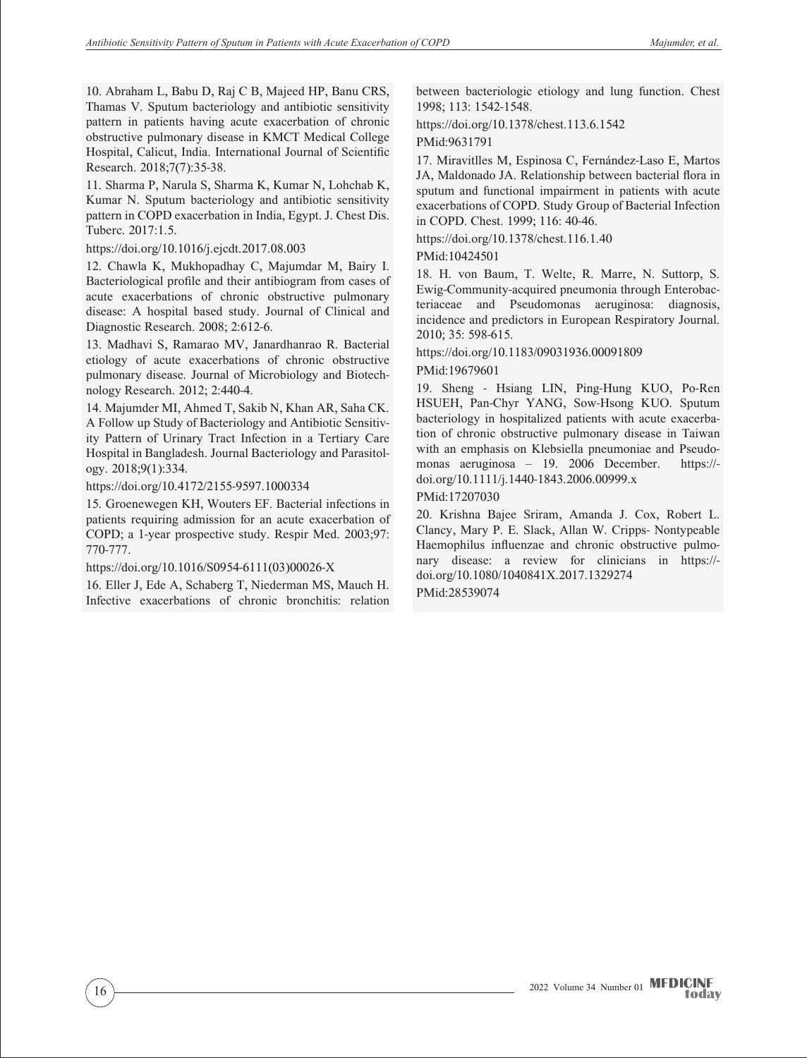10. Abraham L, Babu D, Raj C B, Majeed HP, Banu CRS, Thamas V. Sputum bacteriology and antibiotic sensitivity pattern in patients having acute exacerbation of chronic obstructive pulmonary disease in KMCT Medical College Hospital, Calicut, India. International Journal of Scientific Research. 2018;7(7):35-38.

11. Sharma P, Narula S, Sharma K, Kumar N, Lohchab K, Kumar N. Sputum bacteriology and antibiotic sensitivity pattern in COPD exacerbation in India, Egypt. J. Chest Dis. Tuberc. 2017:1.5.

https://doi.org/10.1016/j.ejcdt.2017.08.003

12. Chawla K, Mukhopadhay C, Majumdar M, Bairy I. Bacteriological profile and their antibiogram from cases of acute exacerbations of chronic obstructive pulmonary disease: A hospital based study. Journal of Clinical and Diagnostic Research. 2008; 2:612-6.

13. Madhavi S, Ramarao MV, Janardhanrao R. Bacterial etiology of acute exacerbations of chronic obstructive pulmonary disease. Journal of Microbiology and Biotechnology Research. 2012; 2:440-4.

14. Majumder MI, Ahmed T, Sakib N, Khan AR, Saha CK. A Follow up Study of Bacteriology and Antibiotic Sensitivity Pattern of Urinary Tract Infection in a Tertiary Care Hospital in Bangladesh. Journal Bacteriology and Parasitology. 2018;9(1):334.

https://doi.org/10.4172/2155-9597.1000334

15. Groenewegen KH, Wouters EF. Bacterial infections in patients requiring admission for an acute exacerbation of COPD; a 1-year prospective study. Respir Med. 2003;97: 770-777.

https://doi.org/10.1016/S0954-6111(03)00026-X

16. Eller J, Ede A, Schaberg T, Niederman MS, Mauch H. Infective exacerbations of chronic bronchitis: relation between bacteriologic etiology and lung function. Chest 1998; 113: 1542-1548.

https://doi.org/10.1378/chest.113.6.1542

PMid:9631791

17. Miravitlles M, Espinosa C, Fernández-Laso E, Martos JA, Maldonado JA. Relationship between bacterial flora in sputum and functional impairment in patients with acute exacerbations of COPD. Study Group of Bacterial Infection in COPD. Chest. 1999; 116: 40-46.

https://doi.org/10.1378/chest.116.1.40

PMid:10424501

18. H. von Baum, T. Welte, R. Marre, N. Suttorp, S. Ewig-Community-acquired pneumonia through Enterobacteriaceae and Pseudomonas aeruginosa: diagnosis, incidence and predictors in European Respiratory Journal. 2010; 35: 598-615.

https://doi.org/10.1183/09031936.00091809

PMid:19679601

19. Sheng - Hsiang LIN, Ping-Hung KUO, Po-Ren HSUEH, Pan-Chyr YANG, Sow-Hsong KUO. Sputum bacteriology in hospitalized patients with acute exacerbation of chronic obstructive pulmonary disease in Taiwan with an emphasis on Klebsiella pneumoniae and Pseudomonas aeruginosa – 19. 2006 December. https://doi.org/10.1111/j.1440-1843.2006.00999.x

PMid:17207030

20. Krishna Bajee Sriram, Amanda J. Cox, Robert L. Clancy, Mary P. E. Slack, Allan W. Cripps- Nontypeable Haemophilus influenzae and chronic obstructive pulmonary disease: a review for clinicians in https://doi.org/10.1080/1040841X.2017.1329274

PMid:28539074